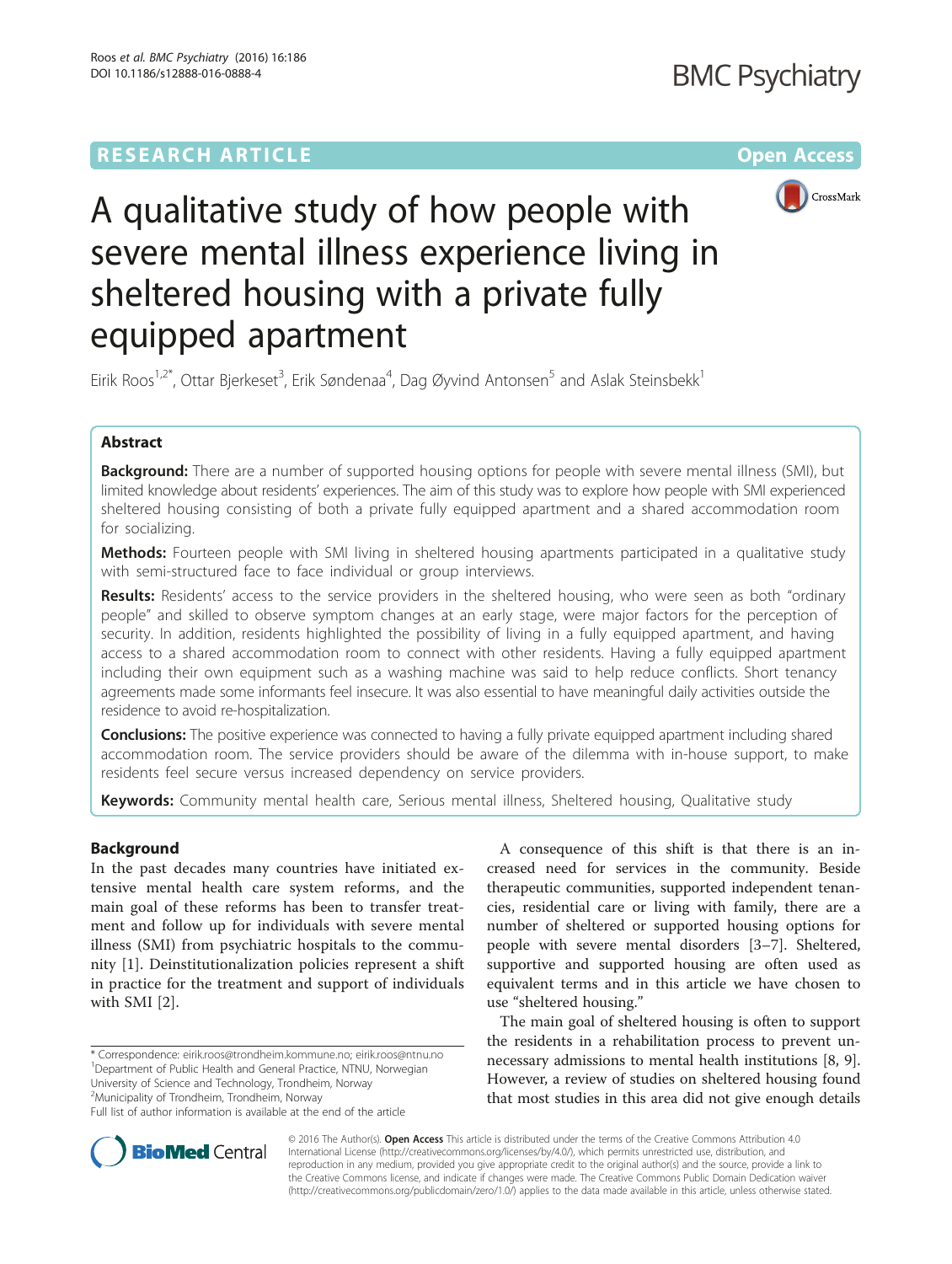RESEARCH ARTICLE

Open Access

# A qualitative study of how people with severe mental illness experience living in sheltered housing with a private fully equipped apartment

Eirik Roos[1,2*], Ottar Bjerkeset[3], Erik Søndenaa[4], Dag Øyvind Antonsen[5] and Aslak Steinsbekk[1]

## Abstract

**Background:** There are a number of supported housing options for people with severe mental illness (SMI), but limited knowledge about residents' experiences. The aim of this study was to explore how people with SMI experienced sheltered housing consisting of both a private fully equipped apartment and a shared accommodation room for socializing.

**Methods:** Fourteen people with SMI living in sheltered housing apartments participated in a qualitative study with semi-structured face to face individual or group interviews.

**Results:** Residents' access to the service providers in the sheltered housing, who were seen as both "ordinary people" and skilled to observe symptom changes at an early stage, were major factors for the perception of security. In addition, residents highlighted the possibility of living in a fully equipped apartment, and having access to a shared accommodation room to connect with other residents. Having a fully equipped apartment including their own equipment such as a washing machine was said to help reduce conflicts. Short tenancy agreements made some informants feel insecure. It was also essential to have meaningful daily activities outside the residence to avoid re-hospitalization.

**Conclusions:** The positive experience was connected to having a fully private equipped apartment including shared accommodation room. The service providers should be aware of the dilemma with in-house support, to make residents feel secure versus increased dependency on service providers.

**Keywords:** Community mental health care, Serious mental illness, Sheltered housing, Qualitative study

## Background

In the past decades many countries have initiated extensive mental health care system reforms, and the main goal of these reforms has been to transfer treatment and follow up for individuals with severe mental illness (SMI) from psychiatric hospitals to the community [1]. Deinstitutionalization policies represent a shift in practice for the treatment and support of individuals with SMI [2].

A consequence of this shift is that there is an increased need for services in the community. Beside therapeutic communities, supported independent tenancies, residential care or living with family, there are a number of sheltered or supported housing options for people with severe mental disorders [3–7]. Sheltered, supportive and supported housing are often used as equivalent terms and in this article we have chosen to use "sheltered housing."

The main goal of sheltered housing is often to support the residents in a rehabilitation process to prevent unnecessary admissions to mental health institutions [8, 9]. However, a review of studies on sheltered housing found that most studies in this area did not give enough details

\* Correspondence: eirik.roos@trondheim.kommune.no; eirik.roos@ntnu.no
[1]Department of Public Health and General Practice, NTNU, Norwegian University of Science and Technology, Trondheim, Norway
[2]Municipality of Trondheim, Trondheim, Norway
Full list of author information is available at the end of the article

© 2016 The Author(s). **Open Access** This article is distributed under the terms of the Creative Commons Attribution 4.0 International License (http://creativecommons.org/licenses/by/4.0/), which permits unrestricted use, distribution, and reproduction in any medium, provided you give appropriate credit to the original author(s) and the source, provide a link to the Creative Commons license, and indicate if changes were made. The Creative Commons Public Domain Dedication waiver (http://creativecommons.org/publicdomain/zero/1.0/) applies to the data made available in this article, unless otherwise stated.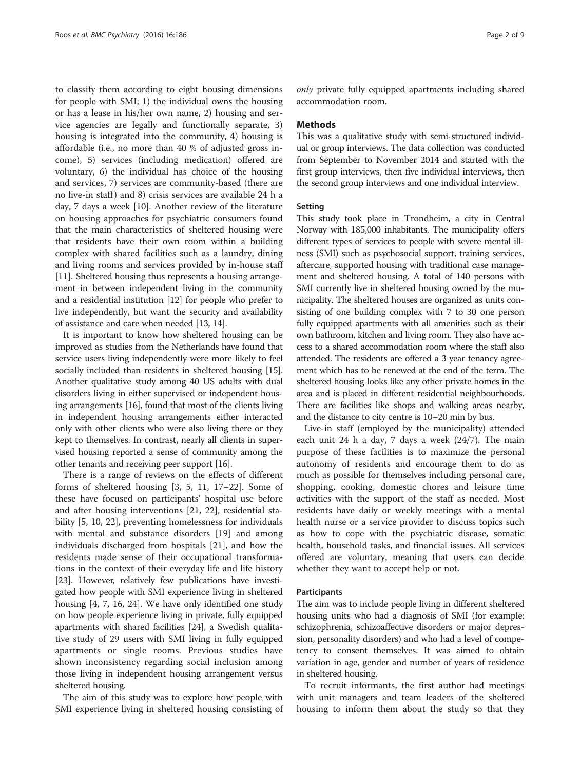to classify them according to eight housing dimensions for people with SMI; 1) the individual owns the housing or has a lease in his/her own name, 2) housing and service agencies are legally and functionally separate, 3) housing is integrated into the community, 4) housing is affordable (i.e., no more than 40 % of adjusted gross income), 5) services (including medication) offered are voluntary, 6) the individual has choice of the housing and services, 7) services are community-based (there are no live-in staff) and 8) crisis services are available 24 h a day, 7 days a week [10]. Another review of the literature on housing approaches for psychiatric consumers found that the main characteristics of sheltered housing were that residents have their own room within a building complex with shared facilities such as a laundry, dining and living rooms and services provided by in-house staff [11]. Sheltered housing thus represents a housing arrangement in between independent living in the community and a residential institution [12] for people who prefer to live independently, but want the security and availability of assistance and care when needed [13, 14].

It is important to know how sheltered housing can be improved as studies from the Netherlands have found that service users living independently were more likely to feel socially included than residents in sheltered housing [15]. Another qualitative study among 40 US adults with dual disorders living in either supervised or independent housing arrangements [16], found that most of the clients living in independent housing arrangements either interacted only with other clients who were also living there or they kept to themselves. In contrast, nearly all clients in supervised housing reported a sense of community among the other tenants and receiving peer support [16].

There is a range of reviews on the effects of different forms of sheltered housing [3, 5, 11, 17–22]. Some of these have focused on participants' hospital use before and after housing interventions [21, 22], residential stability [5, 10, 22], preventing homelessness for individuals with mental and substance disorders [19] and among individuals discharged from hospitals [21], and how the residents made sense of their occupational transformations in the context of their everyday life and life history [23]. However, relatively few publications have investigated how people with SMI experience living in sheltered housing [4, 7, 16, 24]. We have only identified one study on how people experience living in private, fully equipped apartments with shared facilities [24], a Swedish qualitative study of 29 users with SMI living in fully equipped apartments or single rooms. Previous studies have shown inconsistency regarding social inclusion among those living in independent housing arrangement versus sheltered housing.

The aim of this study was to explore how people with SMI experience living in sheltered housing consisting of *only* private fully equipped apartments including shared accommodation room.

## Methods

This was a qualitative study with semi-structured individual or group interviews. The data collection was conducted from September to November 2014 and started with the first group interviews, then five individual interviews, then the second group interviews and one individual interview.

### Setting

This study took place in Trondheim, a city in Central Norway with 185,000 inhabitants. The municipality offers different types of services to people with severe mental illness (SMI) such as psychosocial support, training services, aftercare, supported housing with traditional case management and sheltered housing. A total of 140 persons with SMI currently live in sheltered housing owned by the municipality. The sheltered houses are organized as units consisting of one building complex with 7 to 30 one person fully equipped apartments with all amenities such as their own bathroom, kitchen and living room. They also have access to a shared accommodation room where the staff also attended. The residents are offered a 3 year tenancy agreement which has to be renewed at the end of the term. The sheltered housing looks like any other private homes in the area and is placed in different residential neighbourhoods. There are facilities like shops and walking areas nearby, and the distance to city centre is 10–20 min by bus.

Live-in staff (employed by the municipality) attended each unit 24 h a day, 7 days a week (24/7). The main purpose of these facilities is to maximize the personal autonomy of residents and encourage them to do as much as possible for themselves including personal care, shopping, cooking, domestic chores and leisure time activities with the support of the staff as needed. Most residents have daily or weekly meetings with a mental health nurse or a service provider to discuss topics such as how to cope with the psychiatric disease, somatic health, household tasks, and financial issues. All services offered are voluntary, meaning that users can decide whether they want to accept help or not.

### Participants

The aim was to include people living in different sheltered housing units who had a diagnosis of SMI (for example: schizophrenia, schizoaffective disorders or major depression, personality disorders) and who had a level of competency to consent themselves. It was aimed to obtain variation in age, gender and number of years of residence in sheltered housing.

To recruit informants, the first author had meetings with unit managers and team leaders of the sheltered housing to inform them about the study so that they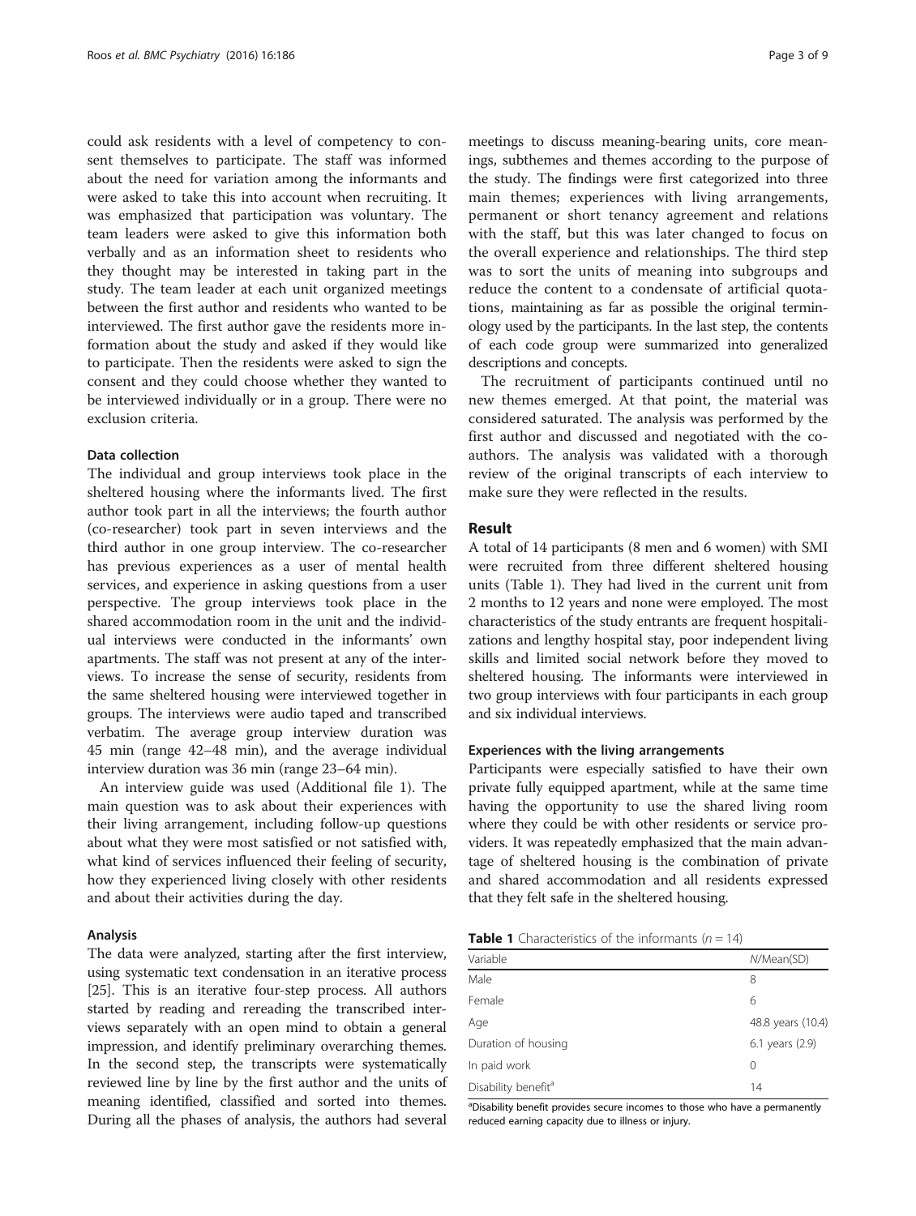could ask residents with a level of competency to consent themselves to participate. The staff was informed about the need for variation among the informants and were asked to take this into account when recruiting. It was emphasized that participation was voluntary. The team leaders were asked to give this information both verbally and as an information sheet to residents who they thought may be interested in taking part in the study. The team leader at each unit organized meetings between the first author and residents who wanted to be interviewed. The first author gave the residents more information about the study and asked if they would like to participate. Then the residents were asked to sign the consent and they could choose whether they wanted to be interviewed individually or in a group. There were no exclusion criteria.

### Data collection

The individual and group interviews took place in the sheltered housing where the informants lived. The first author took part in all the interviews; the fourth author (co-researcher) took part in seven interviews and the third author in one group interview. The co-researcher has previous experiences as a user of mental health services, and experience in asking questions from a user perspective. The group interviews took place in the shared accommodation room in the unit and the individual interviews were conducted in the informants' own apartments. The staff was not present at any of the interviews. To increase the sense of security, residents from the same sheltered housing were interviewed together in groups. The interviews were audio taped and transcribed verbatim. The average group interview duration was 45 min (range 42–48 min), and the average individual interview duration was 36 min (range 23–64 min).

An interview guide was used (Additional file 1). The main question was to ask about their experiences with their living arrangement, including follow-up questions about what they were most satisfied or not satisfied with, what kind of services influenced their feeling of security, how they experienced living closely with other residents and about their activities during the day.

### Analysis

The data were analyzed, starting after the first interview, using systematic text condensation in an iterative process [25]. This is an iterative four-step process. All authors started by reading and rereading the transcribed interviews separately with an open mind to obtain a general impression, and identify preliminary overarching themes. In the second step, the transcripts were systematically reviewed line by line by the first author and the units of meaning identified, classified and sorted into themes. During all the phases of analysis, the authors had several meetings to discuss meaning-bearing units, core meanings, subthemes and themes according to the purpose of the study. The findings were first categorized into three main themes; experiences with living arrangements, permanent or short tenancy agreement and relations with the staff, but this was later changed to focus on the overall experience and relationships. The third step was to sort the units of meaning into subgroups and reduce the content to a condensate of artificial quotations, maintaining as far as possible the original terminology used by the participants. In the last step, the contents of each code group were summarized into generalized descriptions and concepts.

The recruitment of participants continued until no new themes emerged. At that point, the material was considered saturated. The analysis was performed by the first author and discussed and negotiated with the coauthors. The analysis was validated with a thorough review of the original transcripts of each interview to make sure they were reflected in the results.

## Result

A total of 14 participants (8 men and 6 women) with SMI were recruited from three different sheltered housing units (Table 1). They had lived in the current unit from 2 months to 12 years and none were employed. The most characteristics of the study entrants are frequent hospitalizations and lengthy hospital stay, poor independent living skills and limited social network before they moved to sheltered housing. The informants were interviewed in two group interviews with four participants in each group and six individual interviews.

### Experiences with the living arrangements

Participants were especially satisfied to have their own private fully equipped apartment, while at the same time having the opportunity to use the shared living room where they could be with other residents or service providers. It was repeatedly emphasized that the main advantage of sheltered housing is the combination of private and shared accommodation and all residents expressed that they felt safe in the sheltered housing.

**Table 1** Characteristics of the informants ($n = 14$)

| Variable | *N*/Mean(SD) |
|---|---|
| Male | 8 |
| Female | 6 |
| Age | 48.8 years (10.4) |
| Duration of housing | 6.1 years (2.9) |
| In paid work | 0 |
| Disability benefit[a] | 14 |

[a]Disability benefit provides secure incomes to those who have a permanently reduced earning capacity due to illness or injury.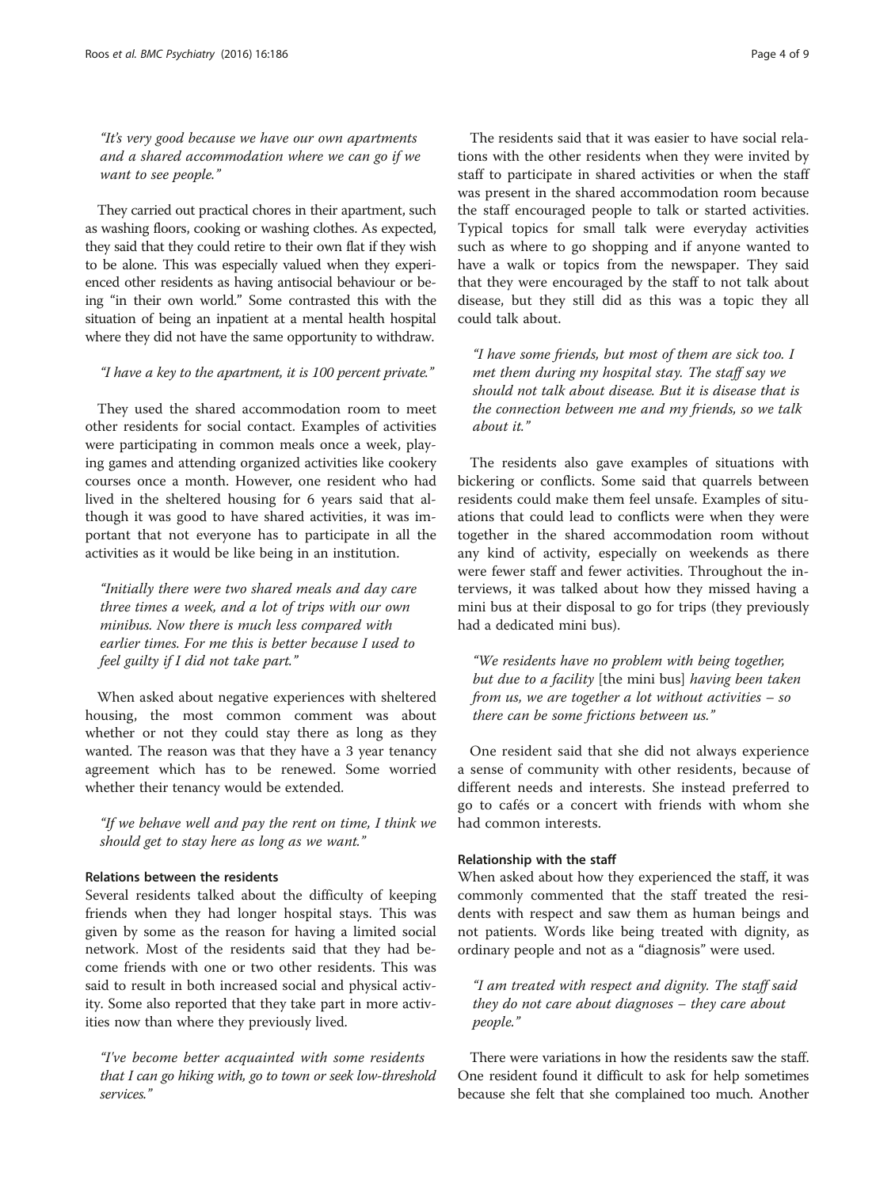*"It's very good because we have our own apartments and a shared accommodation where we can go if we want to see people."*

They carried out practical chores in their apartment, such as washing floors, cooking or washing clothes. As expected, they said that they could retire to their own flat if they wish to be alone. This was especially valued when they experienced other residents as having antisocial behaviour or being "in their own world." Some contrasted this with the situation of being an inpatient at a mental health hospital where they did not have the same opportunity to withdraw.

*"I have a key to the apartment, it is 100 percent private."*

They used the shared accommodation room to meet other residents for social contact. Examples of activities were participating in common meals once a week, playing games and attending organized activities like cookery courses once a month. However, one resident who had lived in the sheltered housing for 6 years said that although it was good to have shared activities, it was important that not everyone has to participate in all the activities as it would be like being in an institution.

*"Initially there were two shared meals and day care three times a week, and a lot of trips with our own minibus. Now there is much less compared with earlier times. For me this is better because I used to feel guilty if I did not take part."*

When asked about negative experiences with sheltered housing, the most common comment was about whether or not they could stay there as long as they wanted. The reason was that they have a 3 year tenancy agreement which has to be renewed. Some worried whether their tenancy would be extended.

*"If we behave well and pay the rent on time, I think we should get to stay here as long as we want."*

#### Relations between the residents

Several residents talked about the difficulty of keeping friends when they had longer hospital stays. This was given by some as the reason for having a limited social network. Most of the residents said that they had become friends with one or two other residents. This was said to result in both increased social and physical activity. Some also reported that they take part in more activities now than where they previously lived.

*"I've become better acquainted with some residents that I can go hiking with, go to town or seek low-threshold services."*

The residents said that it was easier to have social relations with the other residents when they were invited by staff to participate in shared activities or when the staff was present in the shared accommodation room because the staff encouraged people to talk or started activities. Typical topics for small talk were everyday activities such as where to go shopping and if anyone wanted to have a walk or topics from the newspaper. They said that they were encouraged by the staff to not talk about disease, but they still did as this was a topic they all could talk about.

*"I have some friends, but most of them are sick too. I met them during my hospital stay. The staff say we should not talk about disease. But it is disease that is the connection between me and my friends, so we talk about it."*

The residents also gave examples of situations with bickering or conflicts. Some said that quarrels between residents could make them feel unsafe. Examples of situations that could lead to conflicts were when they were together in the shared accommodation room without any kind of activity, especially on weekends as there were fewer staff and fewer activities. Throughout the interviews, it was talked about how they missed having a mini bus at their disposal to go for trips (they previously had a dedicated mini bus).

*"We residents have no problem with being together, but due to a facility* [the mini bus] *having been taken from us, we are together a lot without activities – so there can be some frictions between us."*

One resident said that she did not always experience a sense of community with other residents, because of different needs and interests. She instead preferred to go to cafés or a concert with friends with whom she had common interests.

#### Relationship with the staff

When asked about how they experienced the staff, it was commonly commented that the staff treated the residents with respect and saw them as human beings and not patients. Words like being treated with dignity, as ordinary people and not as a "diagnosis" were used.

*"I am treated with respect and dignity. The staff said they do not care about diagnoses – they care about people."*

There were variations in how the residents saw the staff. One resident found it difficult to ask for help sometimes because she felt that she complained too much. Another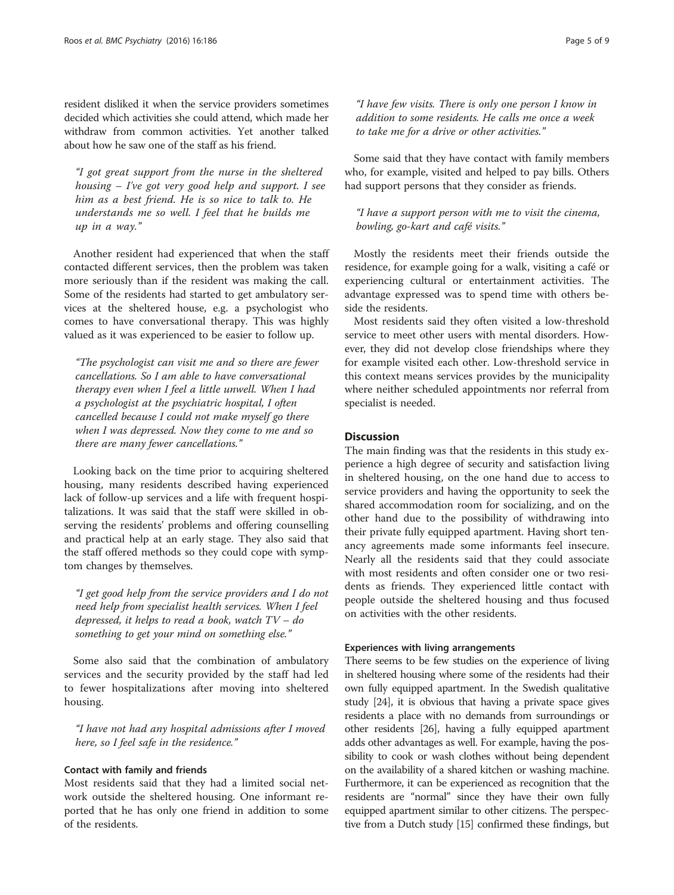resident disliked it when the service providers sometimes decided which activities she could attend, which made her withdraw from common activities. Yet another talked about how he saw one of the staff as his friend.

> *"I got great support from the nurse in the sheltered housing – I've got very good help and support. I see him as a best friend. He is so nice to talk to. He understands me so well. I feel that he builds me up in a way."*

Another resident had experienced that when the staff contacted different services, then the problem was taken more seriously than if the resident was making the call. Some of the residents had started to get ambulatory services at the sheltered house, e.g. a psychologist who comes to have conversational therapy. This was highly valued as it was experienced to be easier to follow up.

> *"The psychologist can visit me and so there are fewer cancellations. So I am able to have conversational therapy even when I feel a little unwell. When I had a psychologist at the psychiatric hospital, I often cancelled because I could not make myself go there when I was depressed. Now they come to me and so there are many fewer cancellations."*

Looking back on the time prior to acquiring sheltered housing, many residents described having experienced lack of follow-up services and a life with frequent hospitalizations. It was said that the staff were skilled in observing the residents' problems and offering counselling and practical help at an early stage. They also said that the staff offered methods so they could cope with symptom changes by themselves.

> *"I get good help from the service providers and I do not need help from specialist health services. When I feel depressed, it helps to read a book, watch TV – do something to get your mind on something else."*

Some also said that the combination of ambulatory services and the security provided by the staff had led to fewer hospitalizations after moving into sheltered housing.

> *"I have not had any hospital admissions after I moved here, so I feel safe in the residence."*

#### Contact with family and friends

Most residents said that they had a limited social network outside the sheltered housing. One informant reported that he has only one friend in addition to some of the residents.

> *"I have few visits. There is only one person I know in addition to some residents. He calls me once a week to take me for a drive or other activities."*

Some said that they have contact with family members who, for example, visited and helped to pay bills. Others had support persons that they consider as friends.

> *"I have a support person with me to visit the cinema, bowling, go-kart and café visits."*

Mostly the residents meet their friends outside the residence, for example going for a walk, visiting a café or experiencing cultural or entertainment activities. The advantage expressed was to spend time with others beside the residents.

Most residents said they often visited a low-threshold service to meet other users with mental disorders. However, they did not develop close friendships where they for example visited each other. Low-threshold service in this context means services provides by the municipality where neither scheduled appointments nor referral from specialist is needed.

## Discussion

The main finding was that the residents in this study experience a high degree of security and satisfaction living in sheltered housing, on the one hand due to access to service providers and having the opportunity to seek the shared accommodation room for socializing, and on the other hand due to the possibility of withdrawing into their private fully equipped apartment. Having short tenancy agreements made some informants feel insecure. Nearly all the residents said that they could associate with most residents and often consider one or two residents as friends. They experienced little contact with people outside the sheltered housing and thus focused on activities with the other residents.

#### Experiences with living arrangements

There seems to be few studies on the experience of living in sheltered housing where some of the residents had their own fully equipped apartment. In the Swedish qualitative study [24], it is obvious that having a private space gives residents a place with no demands from surroundings or other residents [26], having a fully equipped apartment adds other advantages as well. For example, having the possibility to cook or wash clothes without being dependent on the availability of a shared kitchen or washing machine. Furthermore, it can be experienced as recognition that the residents are "normal" since they have their own fully equipped apartment similar to other citizens. The perspective from a Dutch study [15] confirmed these findings, but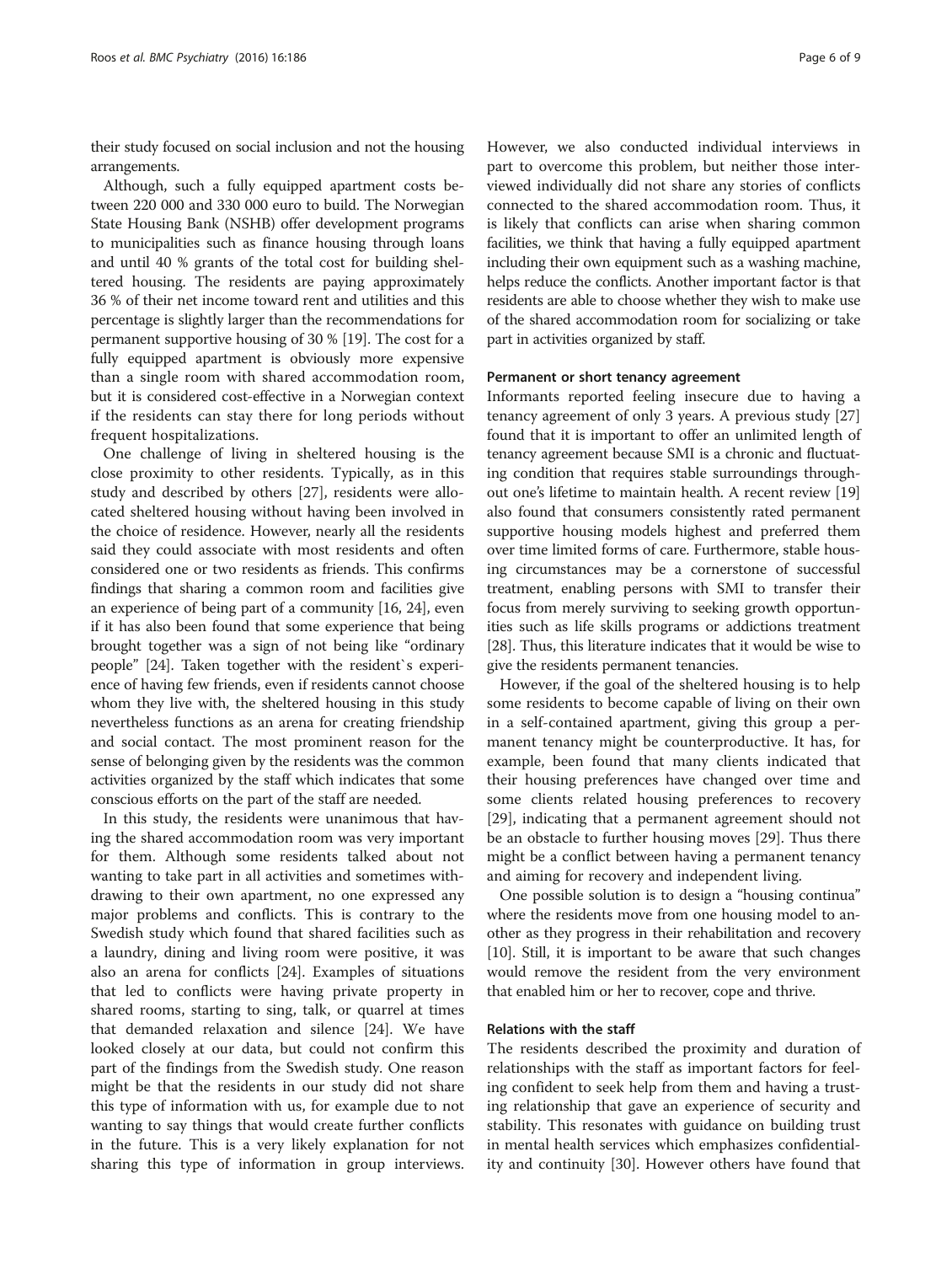their study focused on social inclusion and not the housing arrangements.

Although, such a fully equipped apartment costs between 220 000 and 330 000 euro to build. The Norwegian State Housing Bank (NSHB) offer development programs to municipalities such as finance housing through loans and until 40 % grants of the total cost for building sheltered housing. The residents are paying approximately 36 % of their net income toward rent and utilities and this percentage is slightly larger than the recommendations for permanent supportive housing of 30 % [19]. The cost for a fully equipped apartment is obviously more expensive than a single room with shared accommodation room, but it is considered cost-effective in a Norwegian context if the residents can stay there for long periods without frequent hospitalizations.

One challenge of living in sheltered housing is the close proximity to other residents. Typically, as in this study and described by others [27], residents were allocated sheltered housing without having been involved in the choice of residence. However, nearly all the residents said they could associate with most residents and often considered one or two residents as friends. This confirms findings that sharing a common room and facilities give an experience of being part of a community [16, 24], even if it has also been found that some experience that being brought together was a sign of not being like "ordinary people" [24]. Taken together with the resident`s experience of having few friends, even if residents cannot choose whom they live with, the sheltered housing in this study nevertheless functions as an arena for creating friendship and social contact. The most prominent reason for the sense of belonging given by the residents was the common activities organized by the staff which indicates that some conscious efforts on the part of the staff are needed.

In this study, the residents were unanimous that having the shared accommodation room was very important for them. Although some residents talked about not wanting to take part in all activities and sometimes withdrawing to their own apartment, no one expressed any major problems and conflicts. This is contrary to the Swedish study which found that shared facilities such as a laundry, dining and living room were positive, it was also an arena for conflicts [24]. Examples of situations that led to conflicts were having private property in shared rooms, starting to sing, talk, or quarrel at times that demanded relaxation and silence [24]. We have looked closely at our data, but could not confirm this part of the findings from the Swedish study. One reason might be that the residents in our study did not share this type of information with us, for example due to not wanting to say things that would create further conflicts in the future. This is a very likely explanation for not sharing this type of information in group interviews. However, we also conducted individual interviews in part to overcome this problem, but neither those interviewed individually did not share any stories of conflicts connected to the shared accommodation room. Thus, it is likely that conflicts can arise when sharing common facilities, we think that having a fully equipped apartment including their own equipment such as a washing machine, helps reduce the conflicts. Another important factor is that residents are able to choose whether they wish to make use of the shared accommodation room for socializing or take part in activities organized by staff.

#### Permanent or short tenancy agreement

Informants reported feeling insecure due to having a tenancy agreement of only 3 years. A previous study [27] found that it is important to offer an unlimited length of tenancy agreement because SMI is a chronic and fluctuating condition that requires stable surroundings throughout one's lifetime to maintain health. A recent review [19] also found that consumers consistently rated permanent supportive housing models highest and preferred them over time limited forms of care. Furthermore, stable housing circumstances may be a cornerstone of successful treatment, enabling persons with SMI to transfer their focus from merely surviving to seeking growth opportunities such as life skills programs or addictions treatment [28]. Thus, this literature indicates that it would be wise to give the residents permanent tenancies.

However, if the goal of the sheltered housing is to help some residents to become capable of living on their own in a self-contained apartment, giving this group a permanent tenancy might be counterproductive. It has, for example, been found that many clients indicated that their housing preferences have changed over time and some clients related housing preferences to recovery [29], indicating that a permanent agreement should not be an obstacle to further housing moves [29]. Thus there might be a conflict between having a permanent tenancy and aiming for recovery and independent living.

One possible solution is to design a "housing continua" where the residents move from one housing model to another as they progress in their rehabilitation and recovery [10]. Still, it is important to be aware that such changes would remove the resident from the very environment that enabled him or her to recover, cope and thrive.

#### Relations with the staff

The residents described the proximity and duration of relationships with the staff as important factors for feeling confident to seek help from them and having a trusting relationship that gave an experience of security and stability. This resonates with guidance on building trust in mental health services which emphasizes confidentiality and continuity [30]. However others have found that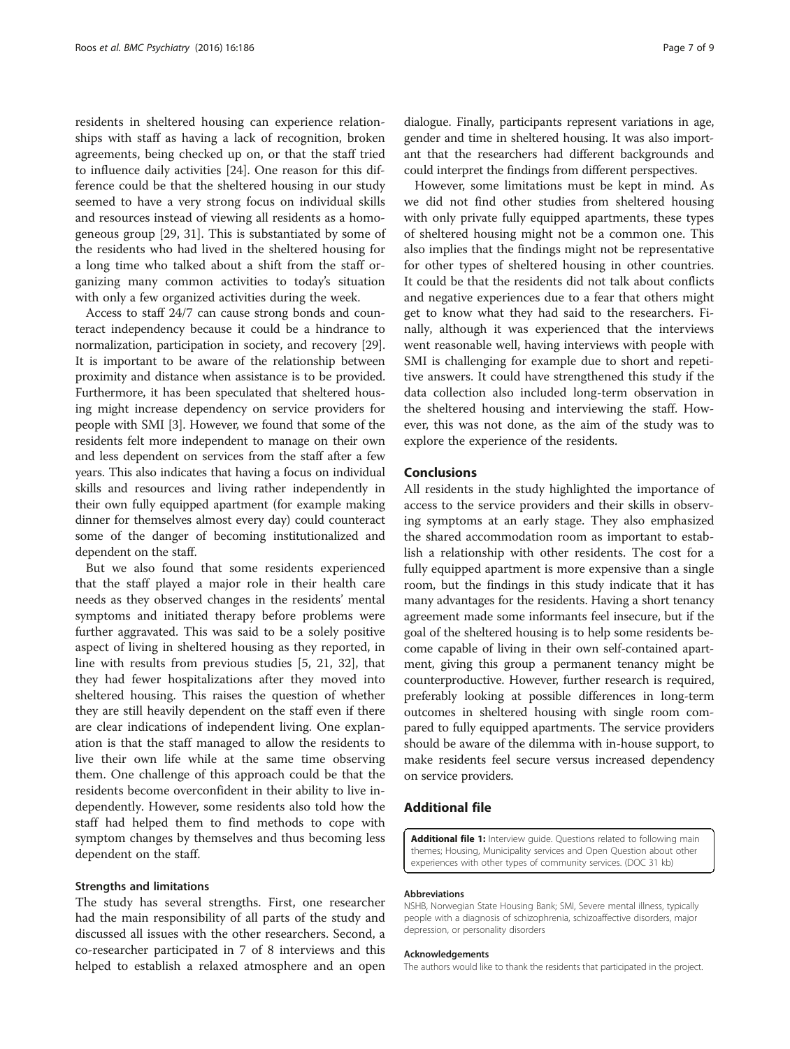residents in sheltered housing can experience relationships with staff as having a lack of recognition, broken agreements, being checked up on, or that the staff tried to influence daily activities [24]. One reason for this difference could be that the sheltered housing in our study seemed to have a very strong focus on individual skills and resources instead of viewing all residents as a homogeneous group [29, 31]. This is substantiated by some of the residents who had lived in the sheltered housing for a long time who talked about a shift from the staff organizing many common activities to today's situation with only a few organized activities during the week.

Access to staff 24/7 can cause strong bonds and counteract independency because it could be a hindrance to normalization, participation in society, and recovery [29]. It is important to be aware of the relationship between proximity and distance when assistance is to be provided. Furthermore, it has been speculated that sheltered housing might increase dependency on service providers for people with SMI [3]. However, we found that some of the residents felt more independent to manage on their own and less dependent on services from the staff after a few years. This also indicates that having a focus on individual skills and resources and living rather independently in their own fully equipped apartment (for example making dinner for themselves almost every day) could counteract some of the danger of becoming institutionalized and dependent on the staff.

But we also found that some residents experienced that the staff played a major role in their health care needs as they observed changes in the residents' mental symptoms and initiated therapy before problems were further aggravated. This was said to be a solely positive aspect of living in sheltered housing as they reported, in line with results from previous studies [5, 21, 32], that they had fewer hospitalizations after they moved into sheltered housing. This raises the question of whether they are still heavily dependent on the staff even if there are clear indications of independent living. One explanation is that the staff managed to allow the residents to live their own life while at the same time observing them. One challenge of this approach could be that the residents become overconfident in their ability to live independently. However, some residents also told how the staff had helped them to find methods to cope with symptom changes by themselves and thus becoming less dependent on the staff.

### Strengths and limitations

The study has several strengths. First, one researcher had the main responsibility of all parts of the study and discussed all issues with the other researchers. Second, a co-researcher participated in 7 of 8 interviews and this helped to establish a relaxed atmosphere and an open dialogue. Finally, participants represent variations in age, gender and time in sheltered housing. It was also important that the researchers had different backgrounds and could interpret the findings from different perspectives.

However, some limitations must be kept in mind. As we did not find other studies from sheltered housing with only private fully equipped apartments, these types of sheltered housing might not be a common one. This also implies that the findings might not be representative for other types of sheltered housing in other countries. It could be that the residents did not talk about conflicts and negative experiences due to a fear that others might get to know what they had said to the researchers. Finally, although it was experienced that the interviews went reasonable well, having interviews with people with SMI is challenging for example due to short and repetitive answers. It could have strengthened this study if the data collection also included long-term observation in the sheltered housing and interviewing the staff. However, this was not done, as the aim of the study was to explore the experience of the residents.

## Conclusions

All residents in the study highlighted the importance of access to the service providers and their skills in observing symptoms at an early stage. They also emphasized the shared accommodation room as important to establish a relationship with other residents. The cost for a fully equipped apartment is more expensive than a single room, but the findings in this study indicate that it has many advantages for the residents. Having a short tenancy agreement made some informants feel insecure, but if the goal of the sheltered housing is to help some residents become capable of living in their own self-contained apartment, giving this group a permanent tenancy might be counterproductive. However, further research is required, preferably looking at possible differences in long-term outcomes in sheltered housing with single room compared to fully equipped apartments. The service providers should be aware of the dilemma with in-house support, to make residents feel secure versus increased dependency on service providers.

## Additional file

**Additional file 1:** Interview guide. Questions related to following main themes; Housing, Municipality services and Open Question about other experiences with other types of community services. (DOC 31 kb)

#### Abbreviations

NSHB, Norwegian State Housing Bank; SMI, Severe mental illness, typically people with a diagnosis of schizophrenia, schizoaffective disorders, major depression, or personality disorders

#### Acknowledgements

The authors would like to thank the residents that participated in the project.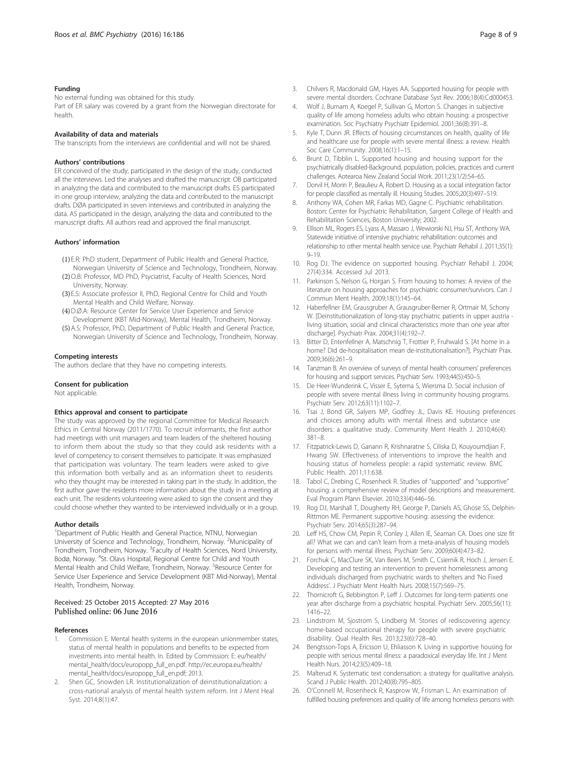### Funding

No external funding was obtained for this study.

Part of ER salary was covered by a grant from the Norwegian directorate for health.

### Availability of data and materials

The transcripts from the interviews are confidential and will not be shared.

### Authors' contributions

ER conceived of the study, participated in the design of the study, conducted all the interviews. Led the analyses and drafted the manuscript. OB participated in analyzing the data and contributed to the manuscript drafts. ES participated in one group interview, analyzing the data and contributed to the manuscript drafts. DØA participated in seven interviews and contributed in analyzing the data. AS participated in the design, analyzing the data and contributed to the manuscript drafts. All authors read and approved the final manuscript.

### Authors' information

(1) E.R: PhD student, Department of Public Health and General Practice, Norwegian University of Science and Technology, Trondheim, Norway.
(2) O.B: Professor, MD PhD, Psyciatrist, Faculty of Health Sciences, Nord University, Norway.
(3) E.S: Associate professor II, PhD, Regional Centre for Child and Youth Mental Health and Child Welfare, Norway.
(4) D.Ø.A: Resource Center for Service User Experience and Service Development (KBT Mid-Norway), Mental Health, Trondheim, Norway.
(5) A.S: Professor, PhD, Department of Public Health and General Practice, Norwegian University of Science and Technology, Trondheim, Norway.

### Competing interests

The authors declare that they have no competing interests.

### Consent for publication

Not applicable.

### Ethics approval and consent to participate

The study was approved by the regional Committee for Medical Research Ethics in Central Norway (2011/1770). To recruit informants, the first author had meetings with unit managers and team leaders of the sheltered housing to inform them about the study so that they could ask residents with a level of competency to consent themselves to participate. It was emphasized that participation was voluntary. The team leaders were asked to give this information both verbally and as an information sheet to residents who they thought may be interested in taking part in the study. In addition, the first author gave the residents more information about the study in a meeting at each unit. The residents volunteering were asked to sign the consent and they could choose whether they wanted to be interviewed individually or in a group.

### Author details

[1]Department of Public Health and General Practice, NTNU, Norwegian University of Science and Technology, Trondheim, Norway. [2]Municipality of Trondheim, Trondheim, Norway. [3]Faculty of Health Sciences, Nord University, Bodø, Norway. [4]St. Olavs Hospital, Regional Centre for Child and Youth Mental Health and Child Welfare, Trondheim, Norway. [5]Resource Center for Service User Experience and Service Development (KBT Mid-Norway), Mental Health, Trondheim, Norway.

Received: 25 October 2015 Accepted: 27 May 2016
Published online: 06 June 2016

### References

1. Commission E. Mental health systems in the european unionmember states, status of mental health in populations and benefits to be expected from investments into mental health. In. Edited by Commission: E: eu/health/mental_health/docs/europopp_full_en.pdf. http://ec.europa.eu/health/mental_health/docs/europopp_full_en.pdf; 2013.
2. Shen GC, Snowden LR. Institutionalization of deinstitutionalization: a cross-national analysis of mental health system reform. Int J Ment Heal Syst. 2014;8(1):47.
3. Chilvers R, Macdonald GM, Hayes AA. Supported housing for people with severe mental disorders. Cochrane Database Syst Rev. 2006;18(4):Cd000453.
4. Wolf J, Burnam A, Koegel P, Sullivan G, Morton S. Changes in subjective quality of life among homeless adults who obtain housing: a prospective examination. Soc Psychiatry Psychiatr Epidemiol. 2001;36(8):391–8.
5. Kyle T, Dunn JR. Effects of housing circumstances on health, quality of life and healthcare use for people with severe mental illness: a review. Health Soc Care Community. 2008;16(1):1–15.
6. Brunt D, Tibblin L. Supported housing and housing support for the psychiatrically disabled-Background, population, policies, practices and current challenges. Aotearoa New Zealand Social Work. 2011;23(1/2):54–65.
7. Dorvil H, Morin P, Beaulieu A, Robert D. Housing as a social integration factor for people classified as mentally ill. Housing Studies. 2005;20(3):497–519.
8. Anthony WA, Cohen MR, Farkas MD, Gagne C. Psychiatric rehabilitation. Boston: Center for Psychiatric Rehabilitation, Sargent College of Health and Rehabilitation Sciences, Boston University; 2002.
9. Ellison ML, Rogers ES, Lyass A, Massaro J, Wewiorski NJ, Hsu ST, Anthony WA. Statewide initiative of intensive psychiatric rehabilitation: outcomes and relationship to other mental health service use. Psychiatr Rehabil J. 2011;35(1): 9–19.
10. Rog DJ. The evidence on supported housing. Psychiatr Rehabil J. 2004; 27(4):334. Accessed Jul 2013.
11. Parkinson S, Nelson G, Horgan S. From housing to homes: A review of the literature on housing approaches for psychiatric consumer/survivors. Can J Commun Ment Health. 2009;18(1):145–64.
12. Haberfellner EM, Grausgruber A, Grausgruber-Berner R, Ortmair M, Schony W. [Deinstitutionalization of long-stay psychiatric patients in upper austria - living situation, social and clinical characteristics more than one year after discharge]. Psychiatr Prax. 2004;31(4):192–7.
13. Bitter D, Entenfellner A, Matschnig T, Frottier P, Fruhwald S. [At home in a home? Did de-hospitalisation mean de-institutionalisation?]. Psychiatr Prax. 2009;36(6):261–9.
14. Tanzman B. An overview of surveys of mental health consumers' preferences for housing and support services. Psychiatr Serv. 1993;44(5):450–5.
15. De Heer-Wunderink C, Visser E, Sytema S, Wiersma D. Social inclusion of people with severe mental illness living in community housing programs. Psychiatr Serv. 2012;63(11):1102–7.
16. Tsai J, Bond GR, Salyers MP, Godfrey JL, Davis KE. Housing preferences and choices among adults with mental illness and substance use disorders: a qualitative study. Community Ment Health J. 2010;46(4): 381–8.
17. Fitzpatrick-Lewis D, Ganann R, Krishnaratne S, Ciliska D, Kouyoumdjian F, Hwang SW. Effectiveness of interventions to improve the health and housing status of homeless people: a rapid systematic review. BMC Public Health. 2011;11:638.
18. Tabol C, Drebing C, Rosenheck R. Studies of "supported" and "supportive" housing: a comprehensive review of model descriptions and measurement. Eval Program Plann Elsevier. 2010;33(4):446–56.
19. Rog DJ, Marshall T, Dougherty RH, George P, Daniels AS, Ghose SS, Delphin-Rittmon ME. Permanent supportive housing: assessing the evidence. Psychiatr Serv. 2014;65(3):287–94.
20. Leff HS, Chow CM, Pepin R, Conley J, Allen IE, Seaman CA. Does one size fit all? What we can and can't learn from a meta-analysis of housing models for persons with mental illness. Psychiatr Serv. 2009;60(4):473–82.
21. Forchuk C, MacClure SK, Van Beers M, Smith C, Csiernik R, Hoch J, Jensen E. Developing and testing an intervention to prevent homelessness among individuals discharged from psychiatric wards to shelters and 'No Fixed Address'. J Psychiatr Ment Health Nurs. 2008;15(7):569–75.
22. Thornicroft G, Bebbington P, Leff J. Outcomes for long-term patients one year after discharge from a psychiatric hospital. Psychiatr Serv. 2005;56(11): 1416–22.
23. Lindstrom M, Sjostrom S, Lindberg M. Stories of rediscovering agency: home-based occupational therapy for people with severe psychiatric disability. Qual Health Res. 2013;23(6):728–40.
24. Bengtsson-Tops A, Ericsson U, Ehliasson K. Living in supportive housing for people with serious mental illness: a paradoxical everyday life. Int J Ment Health Nurs. 2014;23(5):409–18.
25. Malterud K. Systematic text condensation: a strategy for qualitative analysis. Scand J Public Health. 2012;40(8):795–805.
26. O'Connell M, Rosenheck R, Kasprow W, Frisman L. An examination of fulfilled housing preferences and quality of life among homeless persons with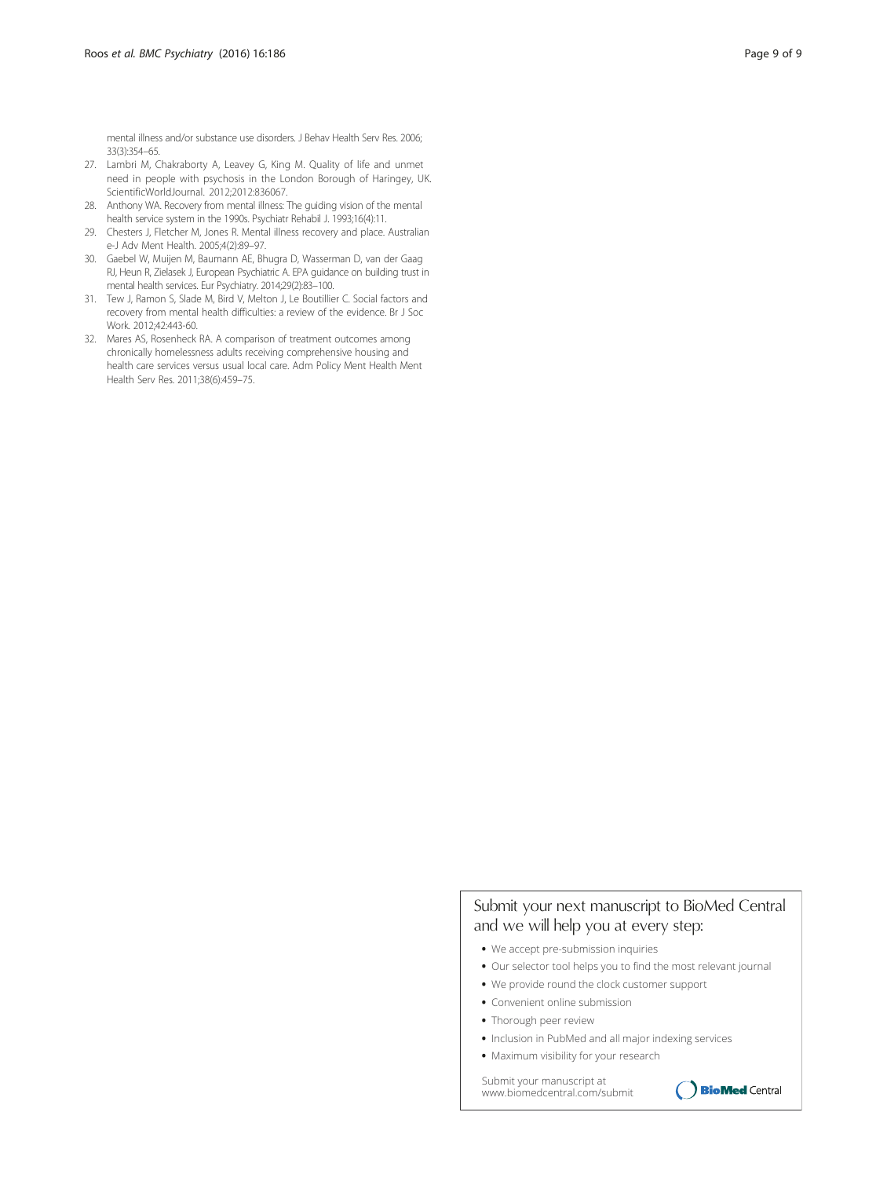mental illness and/or substance use disorders. J Behav Health Serv Res. 2006; 33(3):354–65.

27. Lambri M, Chakraborty A, Leavey G, King M. Quality of life and unmet need in people with psychosis in the London Borough of Haringey, UK. ScientificWorldJournal. 2012;2012:836067.
28. Anthony WA. Recovery from mental illness: The guiding vision of the mental health service system in the 1990s. Psychiatr Rehabil J. 1993;16(4):11.
29. Chesters J, Fletcher M, Jones R. Mental illness recovery and place. Australian e-J Adv Ment Health. 2005;4(2):89–97.
30. Gaebel W, Muijen M, Baumann AE, Bhugra D, Wasserman D, van der Gaag RJ, Heun R, Zielasek J, European Psychiatric A. EPA guidance on building trust in mental health services. Eur Psychiatry. 2014;29(2):83–100.
31. Tew J, Ramon S, Slade M, Bird V, Melton J, Le Boutillier C. Social factors and recovery from mental health difficulties: a review of the evidence. Br J Soc Work. 2012;42:443-60.
32. Mares AS, Rosenheck RA. A comparison of treatment outcomes among chronically homelessness adults receiving comprehensive housing and health care services versus usual local care. Adm Policy Ment Health Ment Health Serv Res. 2011;38(6):459–75.

Submit your next manuscript to BioMed Central and we will help you at every step:

- We accept pre-submission inquiries
- Our selector tool helps you to find the most relevant journal
- We provide round the clock customer support
- Convenient online submission
- Thorough peer review
- Inclusion in PubMed and all major indexing services
- Maximum visibility for your research

Submit your manuscript at www.biomedcentral.com/submit

BioMed Central